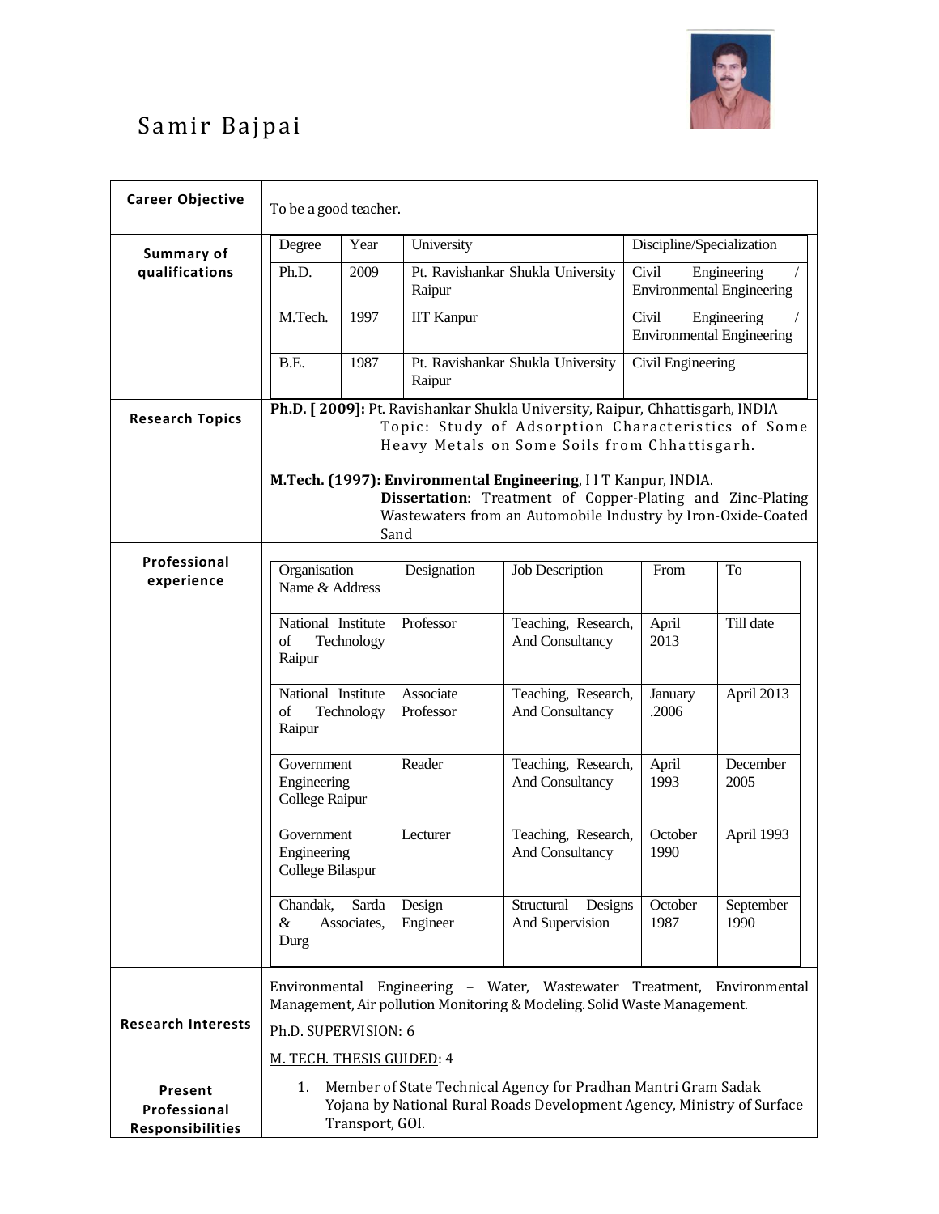# Samir Bajpai

**Career Objective**

To be a good teacher.

**Summary of qualifications**

| Degree | Year | University | Discipline/Specialization |
| --- | --- | --- | --- |
| Ph.D. | 2009 | Pt. Ravishankar Shukla University Raipur | Civil Engineering / Environmental Engineering |
| M.Tech. | 1997 | IIT Kanpur | Civil Engineering / Environmental Engineering |
| B.E. | 1987 | Pt. Ravishankar Shukla University Raipur | Civil Engineering |

**Research Topics**

**Ph.D. [ 2009]:** Pt. Ravishankar Shukla University, Raipur, Chhattisgarh, INDIA
Topic: Study of Adsorption Characteristics of Some Heavy Metals on Some Soils from Chhattisgarh.

**M.Tech. (1997): Environmental Engineering**, I I T Kanpur, INDIA.
**Dissertation**: Treatment of Copper-Plating and Zinc-Plating Wastewaters from an Automobile Industry by Iron-Oxide-Coated Sand

**Professional experience**

| Organisation Name & Address | Designation | Job Description | From | To |
| --- | --- | --- | --- | --- |
| National Institute of Technology Raipur | Professor | Teaching, Research, And Consultancy | April 2013 | Till date |
| National Institute of Technology Raipur | Associate Professor | Teaching, Research, And Consultancy | January .2006 | April 2013 |
| Government Engineering College Raipur | Reader | Teaching, Research, And Consultancy | April 1993 | December 2005 |
| Government Engineering College Bilaspur | Lecturer | Teaching, Research, And Consultancy | October 1990 | April 1993 |
| Chandak, Sarda & Associates, Durg | Design Engineer | Structural Designs And Supervision | October 1987 | September 1990 |

**Research Interests**

Environmental Engineering – Water, Wastewater Treatment, Environmental Management, Air pollution Monitoring & Modeling. Solid Waste Management.

Ph.D. SUPERVISION: 6

M. TECH. THESIS GUIDED: 4

**Present Professional Responsibilities**

1. Member of State Technical Agency for Pradhan Mantri Gram Sadak Yojana by National Rural Roads Development Agency, Ministry of Surface Transport, GOI.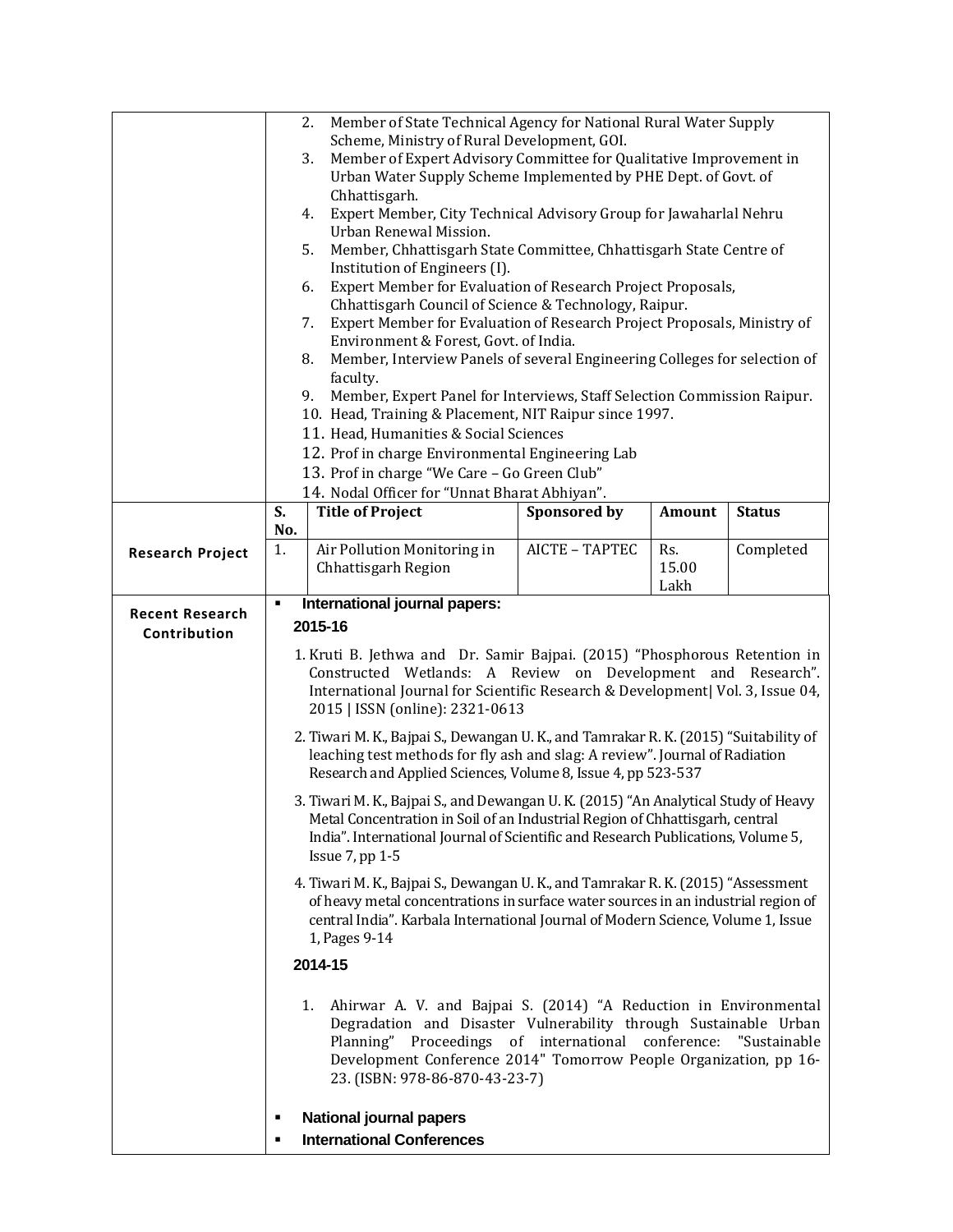2. Member of State Technical Agency for National Rural Water Supply Scheme, Ministry of Rural Development, GOI.
3. Member of Expert Advisory Committee for Qualitative Improvement in Urban Water Supply Scheme Implemented by PHE Dept. of Govt. of Chhattisgarh.
4. Expert Member, City Technical Advisory Group for Jawaharlal Nehru Urban Renewal Mission.
5. Member, Chhattisgarh State Committee, Chhattisgarh State Centre of Institution of Engineers (I).
6. Expert Member for Evaluation of Research Project Proposals, Chhattisgarh Council of Science & Technology, Raipur.
7. Expert Member for Evaluation of Research Project Proposals, Ministry of Environment & Forest, Govt. of India.
8. Member, Interview Panels of several Engineering Colleges for selection of faculty.
9. Member, Expert Panel for Interviews, Staff Selection Commission Raipur.
10. Head, Training & Placement, NIT Raipur since 1997.
11. Head, Humanities & Social Sciences
12. Prof in charge Environmental Engineering Lab
13. Prof in charge "We Care – Go Green Club"
14. Nodal Officer for "Unnat Bharat Abhiyan".

## Research Project

| S. No. | Title of Project | Sponsored by | Amount | Status |
|---|---|---|---|---|
| 1. | Air Pollution Monitoring in Chhattisgarh Region | AICTE – TAPTEC | Rs. 15.00 Lakh | Completed |

## Recent Research Contribution

- **International journal papers:**

**2015-16**

1. Kruti B. Jethwa and Dr. Samir Bajpai. (2015) "Phosphorous Retention in Constructed Wetlands: A Review on Development and Research". International Journal for Scientific Research & Development| Vol. 3, Issue 04, 2015 | ISSN (online): 2321-0613
2. Tiwari M. K., Bajpai S., Dewangan U. K., and Tamrakar R. K. (2015) "Suitability of leaching test methods for fly ash and slag: A review". Journal of Radiation Research and Applied Sciences, Volume 8, Issue 4, pp 523-537
3. Tiwari M. K., Bajpai S., and Dewangan U. K. (2015) "An Analytical Study of Heavy Metal Concentration in Soil of an Industrial Region of Chhattisgarh, central India". International Journal of Scientific and Research Publications, Volume 5, Issue 7, pp 1-5
4. Tiwari M. K., Bajpai S., Dewangan U. K., and Tamrakar R. K. (2015) "Assessment of heavy metal concentrations in surface water sources in an industrial region of central India". Karbala International Journal of Modern Science, Volume 1, Issue 1, Pages 9-14

**2014-15**

1. Ahirwar A. V. and Bajpai S. (2014) "A Reduction in Environmental Degradation and Disaster Vulnerability through Sustainable Urban Planning" Proceedings of international conference: "Sustainable Development Conference 2014" Tomorrow People Organization, pp 16-23. (ISBN: 978-86-870-43-23-7)

- **National journal papers**
- **International Conferences**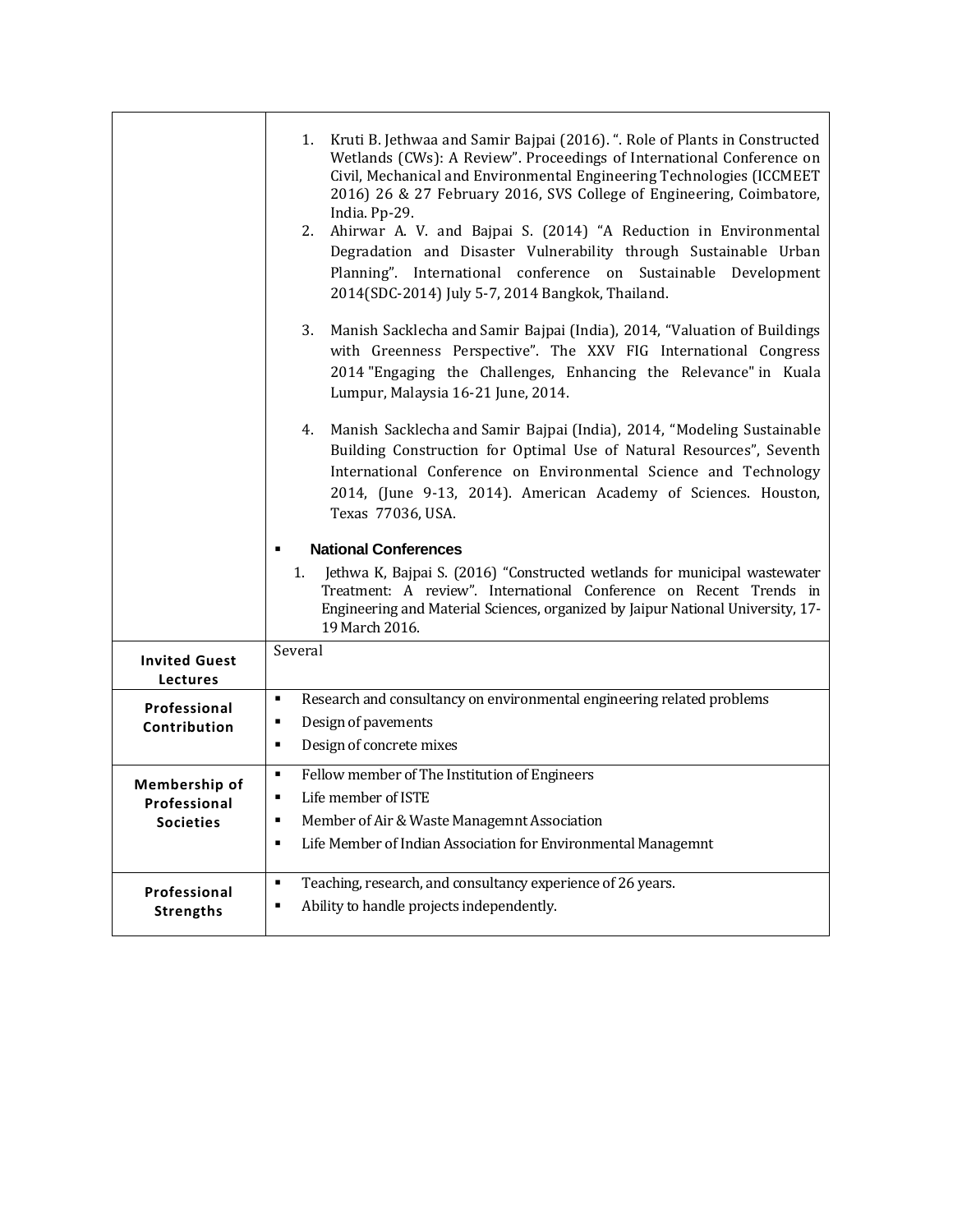| | |
|---|---|
| | 1. Kruti B. Jethwaa and Samir Bajpai (2016). ". Role of Plants in Constructed Wetlands (CWs): A Review". Proceedings of International Conference on Civil, Mechanical and Environmental Engineering Technologies (ICCMEET 2016) 26 & 27 February 2016, SVS College of Engineering, Coimbatore, India. Pp-29.<br>2. Ahirwar A. V. and Bajpai S. (2014) "A Reduction in Environmental Degradation and Disaster Vulnerability through Sustainable Urban Planning". International conference on Sustainable Development 2014(SDC-2014) July 5-7, 2014 Bangkok, Thailand.<br>3. Manish Sacklecha and Samir Bajpai (India), 2014, "Valuation of Buildings with Greenness Perspective". The XXV FIG International Congress 2014 "Engaging the Challenges, Enhancing the Relevance" in Kuala Lumpur, Malaysia 16-21 June, 2014.<br>4. Manish Sacklecha and Samir Bajpai (India), 2014, "Modeling Sustainable Building Construction for Optimal Use of Natural Resources", Seventh International Conference on Environmental Science and Technology 2014, (June 9-13, 2014). American Academy of Sciences. Houston, Texas 77036, USA.<br>▪ **National Conferences**<br>1. Jethwa K, Bajpai S. (2016) "Constructed wetlands for municipal wastewater Treatment: A review". International Conference on Recent Trends in Engineering and Material Sciences, organized by Jaipur National University, 17-19 March 2016. |
| **Invited Guest Lectures** | Several |
| **Professional Contribution** | ▪ Research and consultancy on environmental engineering related problems<br>▪ Design of pavements<br>▪ Design of concrete mixes |
| **Membership of Professional Societies** | ▪ Fellow member of The Institution of Engineers<br>▪ Life member of ISTE<br>▪ Member of Air & Waste Managemnt Association<br>▪ Life Member of Indian Association for Environmental Managemnt |
| **Professional Strengths** | ▪ Teaching, research, and consultancy experience of 26 years.<br>▪ Ability to handle projects independently. |